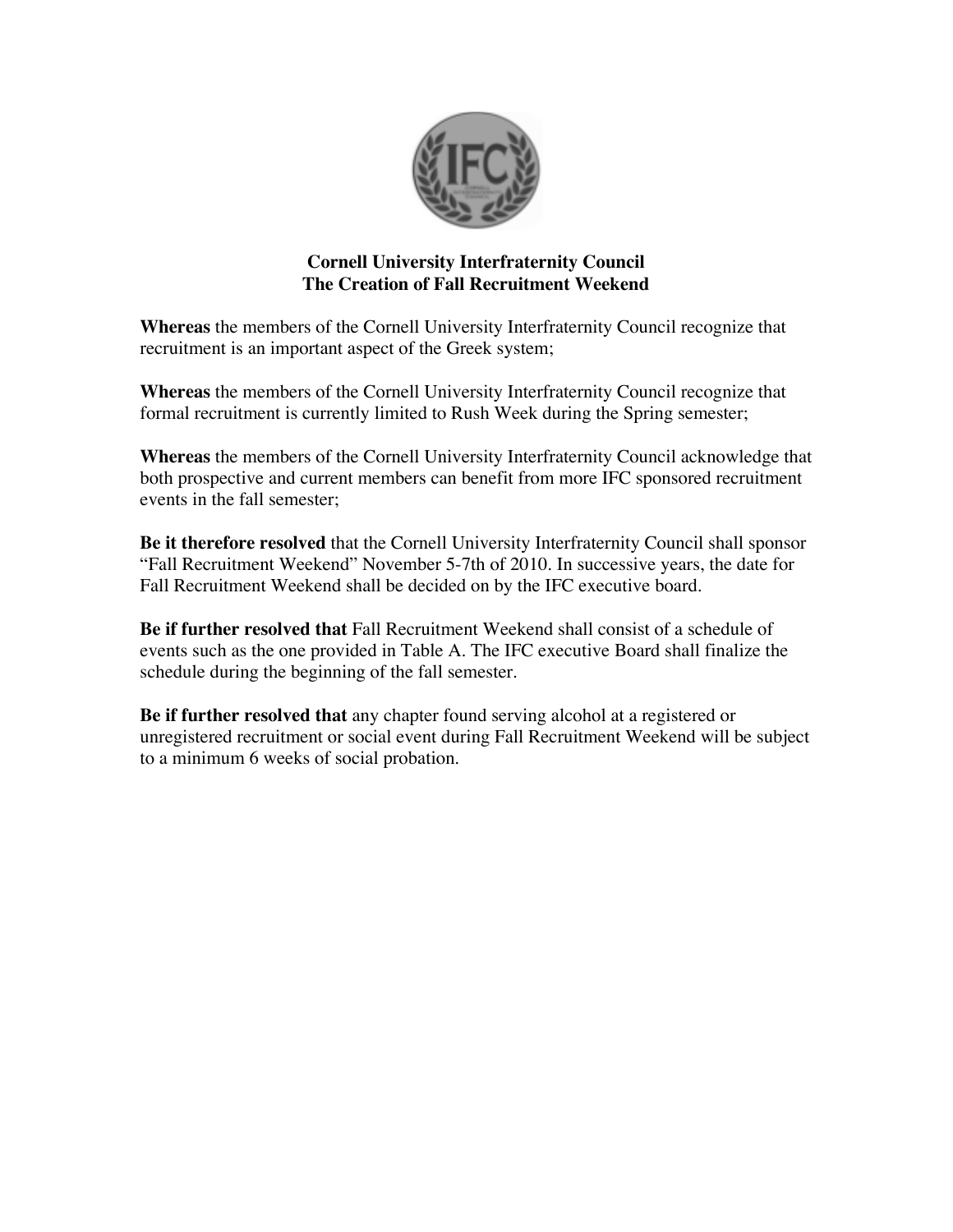**Cornell University Interfraternity Council**
**The Creation of Fall Recruitment Weekend**

**Whereas** the members of the Cornell University Interfraternity Council recognize that recruitment is an important aspect of the Greek system;

**Whereas** the members of the Cornell University Interfraternity Council recognize that formal recruitment is currently limited to Rush Week during the Spring semester;

**Whereas** the members of the Cornell University Interfraternity Council acknowledge that both prospective and current members can benefit from more IFC sponsored recruitment events in the fall semester;

**Be it therefore resolved** that the Cornell University Interfraternity Council shall sponsor "Fall Recruitment Weekend" November 5-7th of 2010. In successive years, the date for Fall Recruitment Weekend shall be decided on by the IFC executive board.

**Be if further resolved that** Fall Recruitment Weekend shall consist of a schedule of events such as the one provided in Table A. The IFC executive Board shall finalize the schedule during the beginning of the fall semester.

**Be if further resolved that** any chapter found serving alcohol at a registered or unregistered recruitment or social event during Fall Recruitment Weekend will be subject to a minimum 6 weeks of social probation.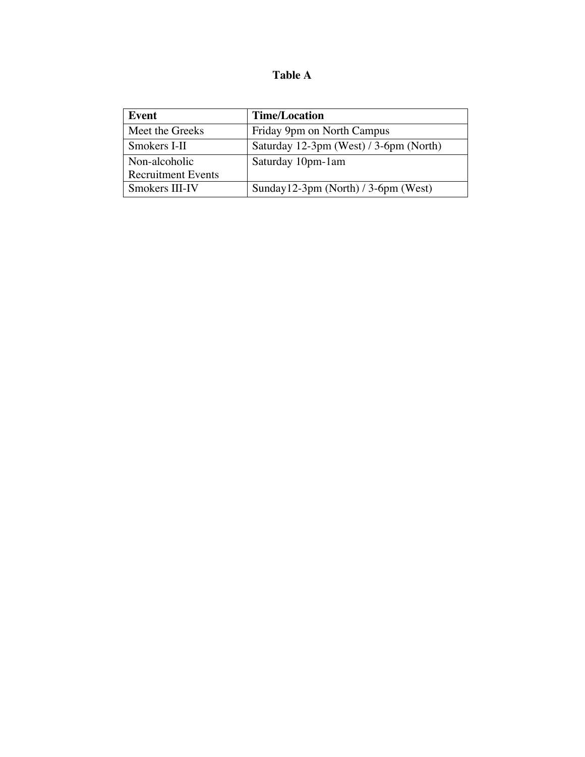**Table A**

| Event | Time/Location |
|---|---|
| Meet the Greeks | Friday 9pm on North Campus |
| Smokers I-II | Saturday 12-3pm (West) / 3-6pm (North) |
| Non-alcoholic Recruitment Events | Saturday 10pm-1am |
| Smokers III-IV | Sunday12-3pm (North) / 3-6pm (West) |